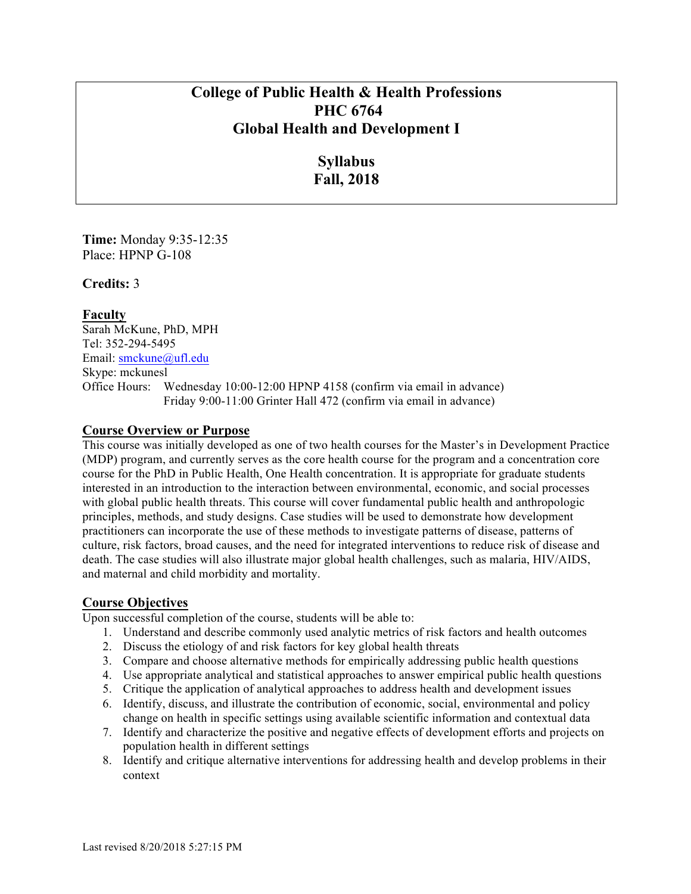# College of Public Health & Health Professions
# PHC 6764
# Global Health and Development I

## Syllabus
## Fall, 2018

**Time:** Monday 9:35-12:35
Place: HPNP G-108

**Credits:** 3

## Faculty

Sarah McKune, PhD, MPH
Tel: 352-294-5495
Email: smckune@ufl.edu
Skype: mckunesl
Office Hours: Wednesday 10:00-12:00 HPNP 4158 (confirm via email in advance)
Friday 9:00-11:00 Grinter Hall 472 (confirm via email in advance)

## Course Overview or Purpose

This course was initially developed as one of two health courses for the Master's in Development Practice (MDP) program, and currently serves as the core health course for the program and a concentration core course for the PhD in Public Health, One Health concentration. It is appropriate for graduate students interested in an introduction to the interaction between environmental, economic, and social processes with global public health threats. This course will cover fundamental public health and anthropologic principles, methods, and study designs. Case studies will be used to demonstrate how development practitioners can incorporate the use of these methods to investigate patterns of disease, patterns of culture, risk factors, broad causes, and the need for integrated interventions to reduce risk of disease and death. The case studies will also illustrate major global health challenges, such as malaria, HIV/AIDS, and maternal and child morbidity and mortality.

## Course Objectives

Upon successful completion of the course, students will be able to:

1. Understand and describe commonly used analytic metrics of risk factors and health outcomes
2. Discuss the etiology of and risk factors for key global health threats
3. Compare and choose alternative methods for empirically addressing public health questions
4. Use appropriate analytical and statistical approaches to answer empirical public health questions
5. Critique the application of analytical approaches to address health and development issues
6. Identify, discuss, and illustrate the contribution of economic, social, environmental and policy change on health in specific settings using available scientific information and contextual data
7. Identify and characterize the positive and negative effects of development efforts and projects on population health in different settings
8. Identify and critique alternative interventions for addressing health and develop problems in their context

Last revised 8/20/2018 5:27:15 PM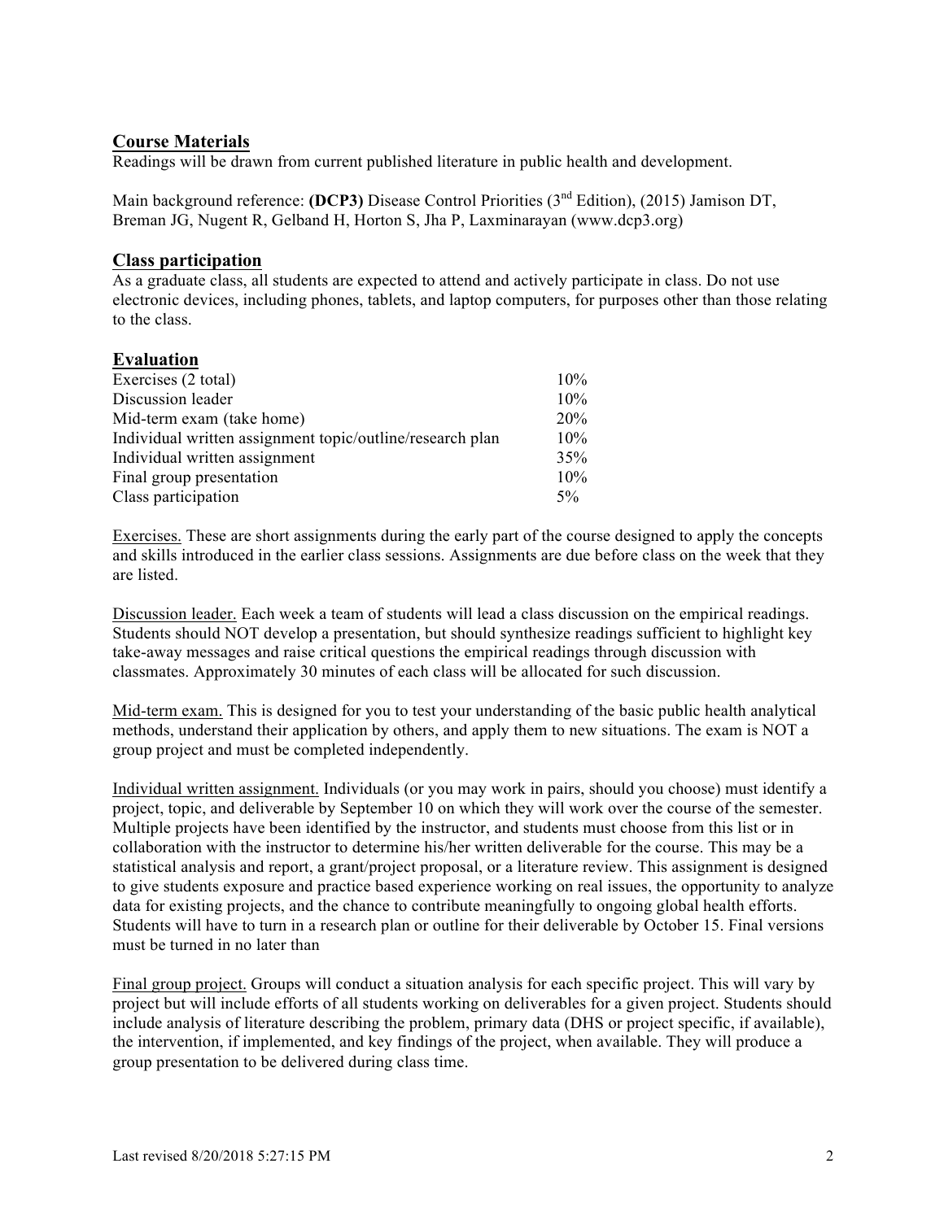## Course Materials

Readings will be drawn from current published literature in public health and development.

Main background reference: **(DCP3)** Disease Control Priorities (3rd Edition), (2015) Jamison DT, Breman JG, Nugent R, Gelband H, Horton S, Jha P, Laxminarayan (www.dcp3.org)

## Class participation

As a graduate class, all students are expected to attend and actively participate in class. Do not use electronic devices, including phones, tablets, and laptop computers, for purposes other than those relating to the class.

## Evaluation

| | |
|---|---|
| Exercises (2 total) | 10% |
| Discussion leader | 10% |
| Mid-term exam (take home) | 20% |
| Individual written assignment topic/outline/research plan | 10% |
| Individual written assignment | 35% |
| Final group presentation | 10% |
| Class participation | 5% |

Exercises. These are short assignments during the early part of the course designed to apply the concepts and skills introduced in the earlier class sessions. Assignments are due before class on the week that they are listed.

Discussion leader. Each week a team of students will lead a class discussion on the empirical readings. Students should NOT develop a presentation, but should synthesize readings sufficient to highlight key take-away messages and raise critical questions the empirical readings through discussion with classmates. Approximately 30 minutes of each class will be allocated for such discussion.

Mid-term exam. This is designed for you to test your understanding of the basic public health analytical methods, understand their application by others, and apply them to new situations. The exam is NOT a group project and must be completed independently.

Individual written assignment. Individuals (or you may work in pairs, should you choose) must identify a project, topic, and deliverable by September 10 on which they will work over the course of the semester. Multiple projects have been identified by the instructor, and students must choose from this list or in collaboration with the instructor to determine his/her written deliverable for the course. This may be a statistical analysis and report, a grant/project proposal, or a literature review. This assignment is designed to give students exposure and practice based experience working on real issues, the opportunity to analyze data for existing projects, and the chance to contribute meaningfully to ongoing global health efforts. Students will have to turn in a research plan or outline for their deliverable by October 15. Final versions must be turned in no later than

Final group project. Groups will conduct a situation analysis for each specific project. This will vary by project but will include efforts of all students working on deliverables for a given project. Students should include analysis of literature describing the problem, primary data (DHS or project specific, if available), the intervention, if implemented, and key findings of the project, when available. They will produce a group presentation to be delivered during class time.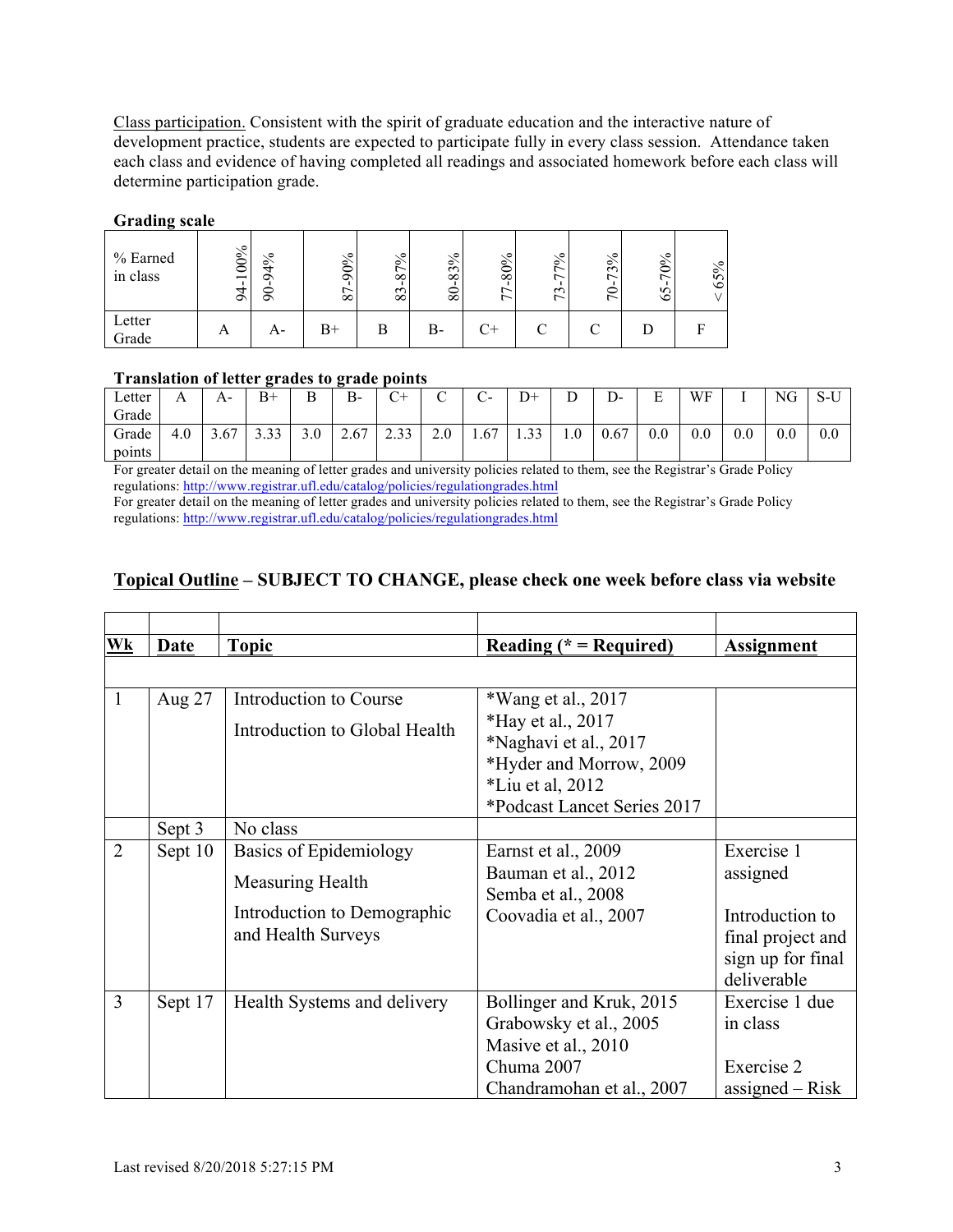Class participation. Consistent with the spirit of graduate education and the interactive nature of development practice, students are expected to participate fully in every class session. Attendance taken each class and evidence of having completed all readings and associated homework before each class will determine participation grade.

**Grading scale**

| % Earned in class | 94-100% | 90-94% | 87-90% | 83-87% | 80-83% | 77-80% | 73-77% | 70-73% | 65-70% | < 65% |
|---|---|---|---|---|---|---|---|---|---|---|
| Letter Grade | A | A- | B+ | B | B- | C+ | C | C | D | F |

**Translation of letter grades to grade points**

| Letter Grade | A | A- | B+ | B | B- | C+ | C | C- | D+ | D | D- | E | WF | I | NG | S-U |
|---|---|---|---|---|---|---|---|---|---|---|---|---|---|---|---|---|
| Grade points | 4.0 | 3.67 | 3.33 | 3.0 | 2.67 | 2.33 | 2.0 | 1.67 | 1.33 | 1.0 | 0.67 | 0.0 | 0.0 | 0.0 | 0.0 | 0.0 |

For greater detail on the meaning of letter grades and university policies related to them, see the Registrar's Grade Policy regulations: http://www.registrar.ufl.edu/catalog/policies/regulationgrades.html
For greater detail on the meaning of letter grades and university policies related to them, see the Registrar's Grade Policy regulations: http://www.registrar.ufl.edu/catalog/policies/regulationgrades.html

## Topical Outline – SUBJECT TO CHANGE, please check one week before class via website

| Wk | Date | Topic | Reading (* = Required) | Assignment |
|---|---|---|---|---|
| 1 | Aug 27 | Introduction to Course<br>Introduction to Global Health | *Wang et al., 2017<br>*Hay et al., 2017<br>*Naghavi et al., 2017<br>*Hyder and Morrow, 2009<br>*Liu et al, 2012<br>*Podcast Lancet Series 2017 | |
| | Sept 3 | No class | | |
| 2 | Sept 10 | Basics of Epidemiology<br>Measuring Health<br>Introduction to Demographic and Health Surveys | Earnst et al., 2009<br>Bauman et al., 2012<br>Semba et al., 2008<br>Coovadia et al., 2007 | Exercise 1 assigned<br><br>Introduction to final project and sign up for final deliverable |
| 3 | Sept 17 | Health Systems and delivery | Bollinger and Kruk, 2015<br>Grabowsky et al., 2005<br>Masive et al., 2010<br>Chuma 2007<br>Chandramohan et al., 2007 | Exercise 1 due in class<br><br>Exercise 2 assigned – Risk |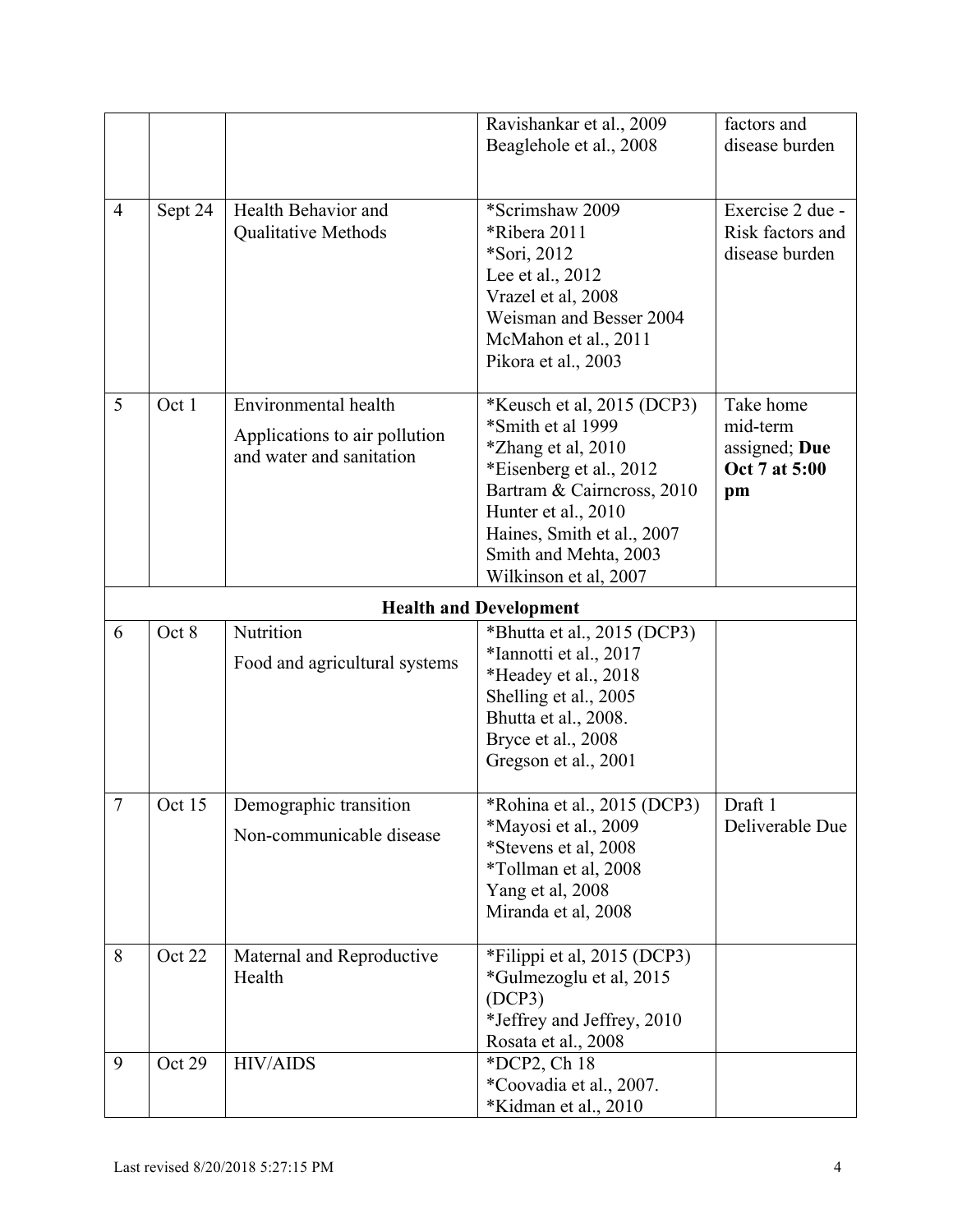| | | | Ravishankar et al., 2009<br>Beaglehole et al., 2008 | factors and disease burden |
|---|---|---|---|---|
| 4 | Sept 24 | Health Behavior and Qualitative Methods | *Scrimshaw 2009<br>*Ribera 2011<br>*Sori, 2012<br>Lee et al., 2012<br>Vrazel et al, 2008<br>Weisman and Besser 2004<br>McMahon et al., 2011<br>Pikora et al., 2003 | Exercise 2 due - Risk factors and disease burden |
| 5 | Oct 1 | Environmental health<br>Applications to air pollution and water and sanitation | *Keusch et al, 2015 (DCP3)<br>*Smith et al 1999<br>*Zhang et al, 2010<br>*Eisenberg et al., 2012<br>Bartram & Cairncross, 2010<br>Hunter et al., 2010<br>Haines, Smith et al., 2007<br>Smith and Mehta, 2003<br>Wilkinson et al, 2007 | Take home mid-term assigned; **Due Oct 7 at 5:00 pm** |
| | | **Health and Development** | | |
| 6 | Oct 8 | Nutrition<br>Food and agricultural systems | *Bhutta et al., 2015 (DCP3)<br>*Iannotti et al., 2017<br>*Headey et al., 2018<br>Shelling et al., 2005<br>Bhutta et al., 2008.<br>Bryce et al., 2008<br>Gregson et al., 2001 | |
| 7 | Oct 15 | Demographic transition<br>Non-communicable disease | *Rohina et al., 2015 (DCP3)<br>*Mayosi et al., 2009<br>*Stevens et al, 2008<br>*Tollman et al, 2008<br>Yang et al, 2008<br>Miranda et al, 2008 | Draft 1 Deliverable Due |
| 8 | Oct 22 | Maternal and Reproductive Health | *Filippi et al, 2015 (DCP3)<br>*Gulmezoglu et al, 2015 (DCP3)<br>*Jeffrey and Jeffrey, 2010<br>Rosata et al., 2008 | |
| 9 | Oct 29 | HIV/AIDS | *DCP2, Ch 18<br>*Coovadia et al., 2007.<br>*Kidman et al., 2010 | |

Last revised 8/20/2018 5:27:15 PM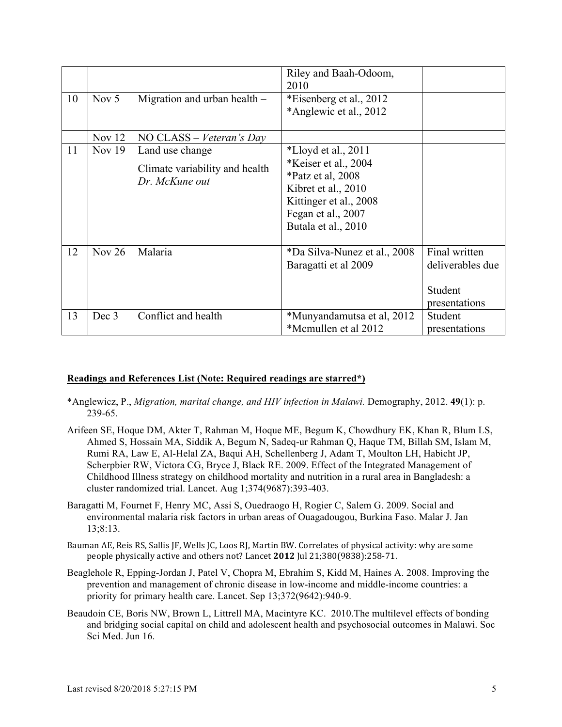| | | | | |
|---|---|---|---|---|
| | | | Riley and Baah-Odoom, 2010 | |
| 10 | Nov 5 | Migration and urban health – | *Eisenberg et al., 2012<br>*Anglewic et al., 2012 | |
| | Nov 12 | NO CLASS – *Veteran's Day* | | |
| 11 | Nov 19 | Land use change<br>Climate variability and health<br>*Dr. McKune out* | *Lloyd et al., 2011<br>*Keiser et al., 2004<br>*Patz et al, 2008<br>Kibret et al., 2010<br>Kittinger et al., 2008<br>Fegan et al., 2007<br>Butala et al., 2010 | |
| 12 | Nov 26 | Malaria | *Da Silva-Nunez et al., 2008<br>Baragatti et al 2009 | Final written deliverables due<br><br>Student presentations |
| 13 | Dec 3 | Conflict and health | *Munyandamutsa et al, 2012<br>*Mcmullen et al 2012 | Student presentations |

**Readings and References List (Note: Required readings are starred*)**

*Anglewicz, P., *Migration, marital change, and HIV infection in Malawi.* Demography, 2012. **49**(1): p. 239-65.

Arifeen SE, Hoque DM, Akter T, Rahman M, Hoque ME, Begum K, Chowdhury EK, Khan R, Blum LS, Ahmed S, Hossain MA, Siddik A, Begum N, Sadeq-ur Rahman Q, Haque TM, Billah SM, Islam M, Rumi RA, Law E, Al-Helal ZA, Baqui AH, Schellenberg J, Adam T, Moulton LH, Habicht JP, Scherpbier RW, Victora CG, Bryce J, Black RE. 2009. Effect of the Integrated Management of Childhood Illness strategy on childhood mortality and nutrition in a rural area in Bangladesh: a cluster randomized trial. Lancet. Aug 1;374(9687):393-403.

Baragatti M, Fournet F, Henry MC, Assi S, Ouedraogo H, Rogier C, Salem G. 2009. Social and environmental malaria risk factors in urban areas of Ouagadougou, Burkina Faso. Malar J. Jan 13;8:13.

Bauman AE, Reis RS, Sallis JF, Wells JC, Loos RJ, Martin BW. Correlates of physical activity: why are some people physically active and others not? Lancet **2012** Jul 21;380(9838):258-71.

Beaglehole R, Epping-Jordan J, Patel V, Chopra M, Ebrahim S, Kidd M, Haines A. 2008. Improving the prevention and management of chronic disease in low-income and middle-income countries: a priority for primary health care. Lancet. Sep 13;372(9642):940-9.

Beaudoin CE, Boris NW, Brown L, Littrell MA, Macintyre KC. 2010.The multilevel effects of bonding and bridging social capital on child and adolescent health and psychosocial outcomes in Malawi. Soc Sci Med. Jun 16.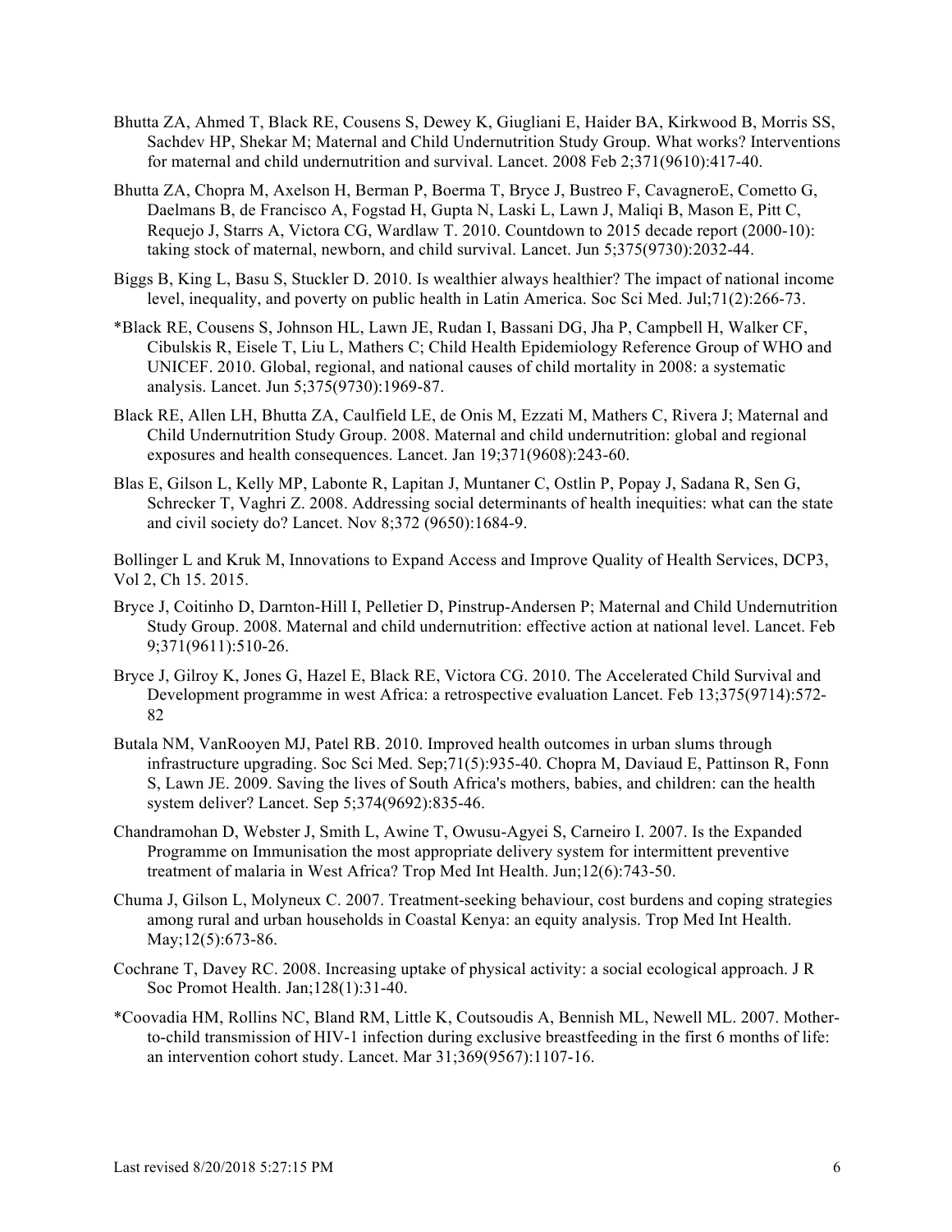Bhutta ZA, Ahmed T, Black RE, Cousens S, Dewey K, Giugliani E, Haider BA, Kirkwood B, Morris SS, Sachdev HP, Shekar M; Maternal and Child Undernutrition Study Group. What works? Interventions for maternal and child undernutrition and survival. Lancet. 2008 Feb 2;371(9610):417-40.

Bhutta ZA, Chopra M, Axelson H, Berman P, Boerma T, Bryce J, Bustreo F, CavagneroE, Cometto G, Daelmans B, de Francisco A, Fogstad H, Gupta N, Laski L, Lawn J, Maliqi B, Mason E, Pitt C, Requejo J, Starrs A, Victora CG, Wardlaw T. 2010. Countdown to 2015 decade report (2000-10): taking stock of maternal, newborn, and child survival. Lancet. Jun 5;375(9730):2032-44.

Biggs B, King L, Basu S, Stuckler D. 2010. Is wealthier always healthier? The impact of national income level, inequality, and poverty on public health in Latin America. Soc Sci Med. Jul;71(2):266-73.

*Black RE, Cousens S, Johnson HL, Lawn JE, Rudan I, Bassani DG, Jha P, Campbell H, Walker CF, Cibulskis R, Eisele T, Liu L, Mathers C; Child Health Epidemiology Reference Group of WHO and UNICEF. 2010. Global, regional, and national causes of child mortality in 2008: a systematic analysis. Lancet. Jun 5;375(9730):1969-87.

Black RE, Allen LH, Bhutta ZA, Caulfield LE, de Onis M, Ezzati M, Mathers C, Rivera J; Maternal and Child Undernutrition Study Group. 2008. Maternal and child undernutrition: global and regional exposures and health consequences. Lancet. Jan 19;371(9608):243-60.

Blas E, Gilson L, Kelly MP, Labonte R, Lapitan J, Muntaner C, Ostlin P, Popay J, Sadana R, Sen G, Schrecker T, Vaghri Z. 2008. Addressing social determinants of health inequities: what can the state and civil society do? Lancet. Nov 8;372 (9650):1684-9.

Bollinger L and Kruk M, Innovations to Expand Access and Improve Quality of Health Services, DCP3, Vol 2, Ch 15. 2015.

Bryce J, Coitinho D, Darnton-Hill I, Pelletier D, Pinstrup-Andersen P; Maternal and Child Undernutrition Study Group. 2008. Maternal and child undernutrition: effective action at national level. Lancet. Feb 9;371(9611):510-26.

Bryce J, Gilroy K, Jones G, Hazel E, Black RE, Victora CG. 2010. The Accelerated Child Survival and Development programme in west Africa: a retrospective evaluation Lancet. Feb 13;375(9714):572-82

Butala NM, VanRooyen MJ, Patel RB. 2010. Improved health outcomes in urban slums through infrastructure upgrading. Soc Sci Med. Sep;71(5):935-40. Chopra M, Daviaud E, Pattinson R, Fonn S, Lawn JE. 2009. Saving the lives of South Africa's mothers, babies, and children: can the health system deliver? Lancet. Sep 5;374(9692):835-46.

Chandramohan D, Webster J, Smith L, Awine T, Owusu-Agyei S, Carneiro I. 2007. Is the Expanded Programme on Immunisation the most appropriate delivery system for intermittent preventive treatment of malaria in West Africa? Trop Med Int Health. Jun;12(6):743-50.

Chuma J, Gilson L, Molyneux C. 2007. Treatment-seeking behaviour, cost burdens and coping strategies among rural and urban households in Coastal Kenya: an equity analysis. Trop Med Int Health. May;12(5):673-86.

Cochrane T, Davey RC. 2008. Increasing uptake of physical activity: a social ecological approach. J R Soc Promot Health. Jan;128(1):31-40.

*Coovadia HM, Rollins NC, Bland RM, Little K, Coutsoudis A, Bennish ML, Newell ML. 2007. Mother-to-child transmission of HIV-1 infection during exclusive breastfeeding in the first 6 months of life: an intervention cohort study. Lancet. Mar 31;369(9567):1107-16.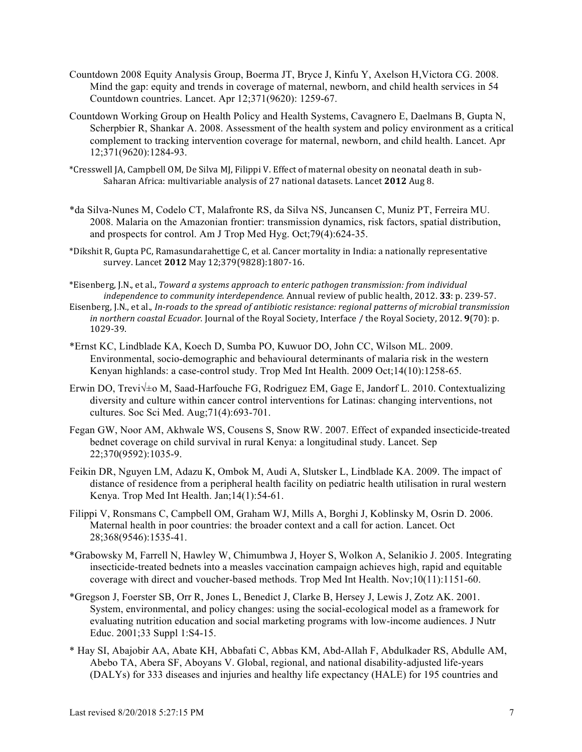Countdown 2008 Equity Analysis Group, Boerma JT, Bryce J, Kinfu Y, Axelson H,Victora CG. 2008. Mind the gap: equity and trends in coverage of maternal, newborn, and child health services in 54 Countdown countries. Lancet. Apr 12;371(9620): 1259-67.

Countdown Working Group on Health Policy and Health Systems, Cavagnero E, Daelmans B, Gupta N, Scherpbier R, Shankar A. 2008. Assessment of the health system and policy environment as a critical complement to tracking intervention coverage for maternal, newborn, and child health. Lancet. Apr 12;371(9620):1284-93.

*Cresswell JA, Campbell OM, De Silva MJ, Filippi V. Effect of maternal obesity on neonatal death in sub-Saharan Africa: multivariable analysis of 27 national datasets. Lancet **2012** Aug 8.

*da Silva-Nunes M, Codelo CT, Malafronte RS, da Silva NS, Juncansen C, Muniz PT, Ferreira MU. 2008. Malaria on the Amazonian frontier: transmission dynamics, risk factors, spatial distribution, and prospects for control. Am J Trop Med Hyg. Oct;79(4):624-35.

*Dikshit R, Gupta PC, Ramasundarahettige C, et al. Cancer mortality in India: a nationally representative survey. Lancet **2012** May 12;379(9828):1807-16.

*Eisenberg, J.N., et al., *Toward a systems approach to enteric pathogen transmission: from individual independence to community interdependence.* Annual review of public health, 2012. **33**: p. 239-57.

Eisenberg, J.N., et al., *In-roads to the spread of antibiotic resistance: regional patterns of microbial transmission in northern coastal Ecuador.* Journal of the Royal Society, Interface / the Royal Society, 2012. **9**(70): p. 1029-39.

*Ernst KC, Lindblade KA, Koech D, Sumba PO, Kuwuor DO, John CC, Wilson ML. 2009. Environmental, socio-demographic and behavioural determinants of malaria risk in the western Kenyan highlands: a case-control study. Trop Med Int Health. 2009 Oct;14(10):1258-65.

Erwin DO, Trevi√±o M, Saad-Harfouche FG, Rodriguez EM, Gage E, Jandorf L. 2010. Contextualizing diversity and culture within cancer control interventions for Latinas: changing interventions, not cultures. Soc Sci Med. Aug;71(4):693-701.

Fegan GW, Noor AM, Akhwale WS, Cousens S, Snow RW. 2007. Effect of expanded insecticide-treated bednet coverage on child survival in rural Kenya: a longitudinal study. Lancet. Sep 22;370(9592):1035-9.

Feikin DR, Nguyen LM, Adazu K, Ombok M, Audi A, Slutsker L, Lindblade KA. 2009. The impact of distance of residence from a peripheral health facility on pediatric health utilisation in rural western Kenya. Trop Med Int Health. Jan;14(1):54-61.

Filippi V, Ronsmans C, Campbell OM, Graham WJ, Mills A, Borghi J, Koblinsky M, Osrin D. 2006. Maternal health in poor countries: the broader context and a call for action. Lancet. Oct 28;368(9546):1535-41.

*Grabowsky M, Farrell N, Hawley W, Chimumbwa J, Hoyer S, Wolkon A, Selanikio J. 2005. Integrating insecticide-treated bednets into a measles vaccination campaign achieves high, rapid and equitable coverage with direct and voucher-based methods. Trop Med Int Health. Nov;10(11):1151-60.

*Gregson J, Foerster SB, Orr R, Jones L, Benedict J, Clarke B, Hersey J, Lewis J, Zotz AK. 2001. System, environmental, and policy changes: using the social-ecological model as a framework for evaluating nutrition education and social marketing programs with low-income audiences. J Nutr Educ. 2001;33 Suppl 1:S4-15.

* Hay SI, Abajobir AA, Abate KH, Abbafati C, Abbas KM, Abd-Allah F, Abdulkader RS, Abdulle AM, Abebo TA, Abera SF, Aboyans V. Global, regional, and national disability-adjusted life-years (DALYs) for 333 diseases and injuries and healthy life expectancy (HALE) for 195 countries and

Last revised 8/20/2018 5:27:15 PM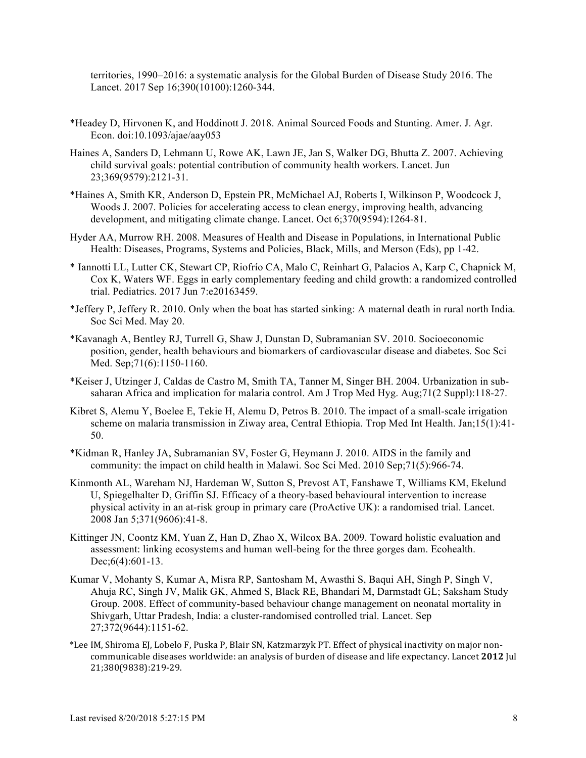territories, 1990–2016: a systematic analysis for the Global Burden of Disease Study 2016. The Lancet. 2017 Sep 16;390(10100):1260-344.

*Headey D, Hirvonen K, and Hoddinott J. 2018. Animal Sourced Foods and Stunting. Amer. J. Agr. Econ. doi:10.1093/ajae/aay053

Haines A, Sanders D, Lehmann U, Rowe AK, Lawn JE, Jan S, Walker DG, Bhutta Z. 2007. Achieving child survival goals: potential contribution of community health workers. Lancet. Jun 23;369(9579):2121-31.

*Haines A, Smith KR, Anderson D, Epstein PR, McMichael AJ, Roberts I, Wilkinson P, Woodcock J, Woods J. 2007. Policies for accelerating access to clean energy, improving health, advancing development, and mitigating climate change. Lancet. Oct 6;370(9594):1264-81.

Hyder AA, Murrow RH. 2008. Measures of Health and Disease in Populations, in International Public Health: Diseases, Programs, Systems and Policies, Black, Mills, and Merson (Eds), pp 1-42.

* Iannotti LL, Lutter CK, Stewart CP, Riofrío CA, Malo C, Reinhart G, Palacios A, Karp C, Chapnick M, Cox K, Waters WF. Eggs in early complementary feeding and child growth: a randomized controlled trial. Pediatrics. 2017 Jun 7:e20163459.

*Jeffery P, Jeffery R. 2010. Only when the boat has started sinking: A maternal death in rural north India. Soc Sci Med. May 20.

*Kavanagh A, Bentley RJ, Turrell G, Shaw J, Dunstan D, Subramanian SV. 2010. Socioeconomic position, gender, health behaviours and biomarkers of cardiovascular disease and diabetes. Soc Sci Med. Sep;71(6):1150-1160.

*Keiser J, Utzinger J, Caldas de Castro M, Smith TA, Tanner M, Singer BH. 2004. Urbanization in sub-saharan Africa and implication for malaria control. Am J Trop Med Hyg. Aug;71(2 Suppl):118-27.

Kibret S, Alemu Y, Boelee E, Tekie H, Alemu D, Petros B. 2010. The impact of a small-scale irrigation scheme on malaria transmission in Ziway area, Central Ethiopia. Trop Med Int Health. Jan;15(1):41-50.

*Kidman R, Hanley JA, Subramanian SV, Foster G, Heymann J. 2010. AIDS in the family and community: the impact on child health in Malawi. Soc Sci Med. 2010 Sep;71(5):966-74.

Kinmonth AL, Wareham NJ, Hardeman W, Sutton S, Prevost AT, Fanshawe T, Williams KM, Ekelund U, Spiegelhalter D, Griffin SJ. Efficacy of a theory-based behavioural intervention to increase physical activity in an at-risk group in primary care (ProActive UK): a randomised trial. Lancet. 2008 Jan 5;371(9606):41-8.

Kittinger JN, Coontz KM, Yuan Z, Han D, Zhao X, Wilcox BA. 2009. Toward holistic evaluation and assessment: linking ecosystems and human well-being for the three gorges dam. Ecohealth. Dec;6(4):601-13.

Kumar V, Mohanty S, Kumar A, Misra RP, Santosham M, Awasthi S, Baqui AH, Singh P, Singh V, Ahuja RC, Singh JV, Malik GK, Ahmed S, Black RE, Bhandari M, Darmstadt GL; Saksham Study Group. 2008. Effect of community-based behaviour change management on neonatal mortality in Shivgarh, Uttar Pradesh, India: a cluster-randomised controlled trial. Lancet. Sep 27;372(9644):1151-62.

*Lee IM, Shiroma EJ, Lobelo F, Puska P, Blair SN, Katzmarzyk PT. Effect of physical inactivity on major non-communicable diseases worldwide: an analysis of burden of disease and life expectancy. Lancet **2012** Jul 21;380(9838):219-29.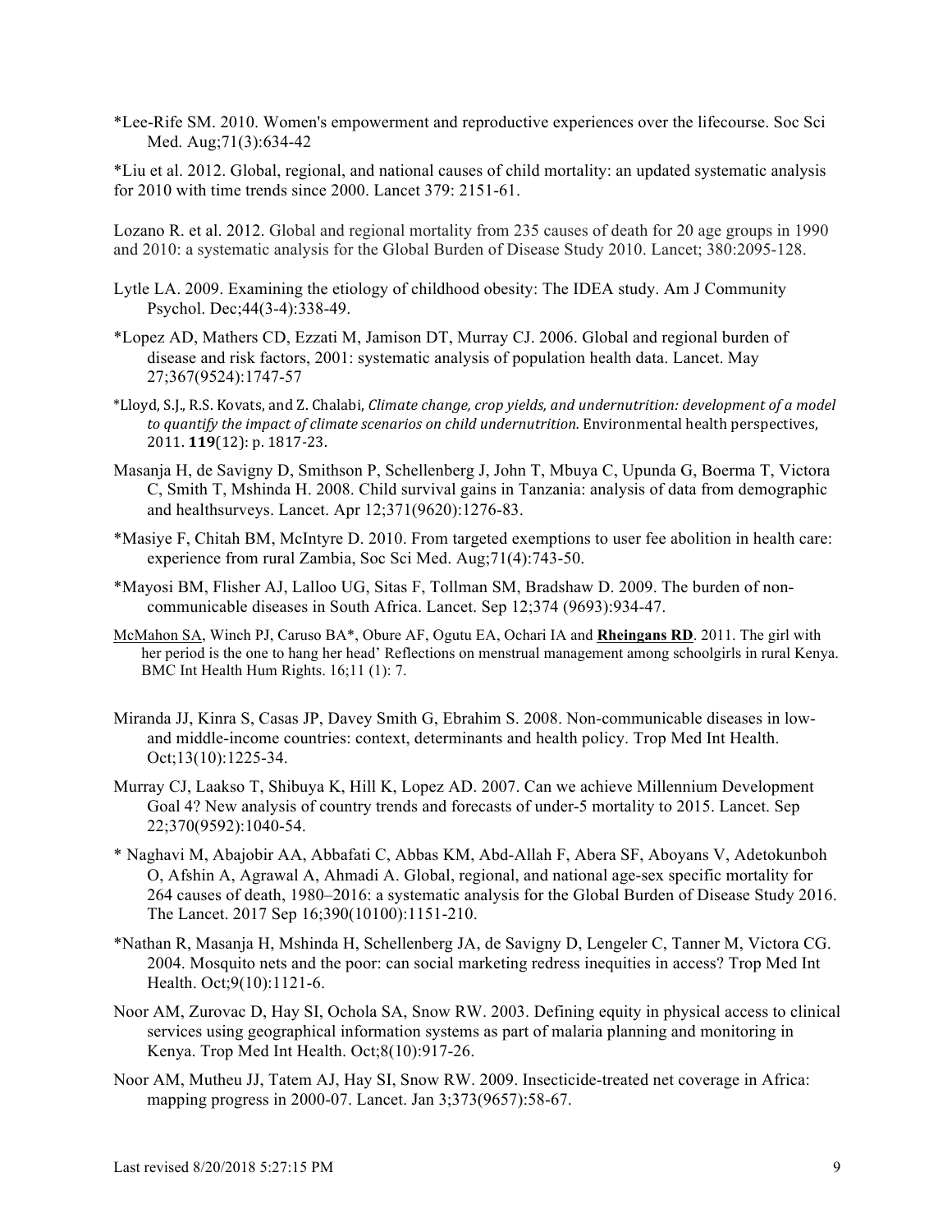*Lee-Rife SM. 2010. Women's empowerment and reproductive experiences over the lifecourse. Soc Sci Med. Aug;71(3):634-42

*Liu et al. 2012. Global, regional, and national causes of child mortality: an updated systematic analysis for 2010 with time trends since 2000. Lancet 379: 2151-61.

Lozano R. et al. 2012. Global and regional mortality from 235 causes of death for 20 age groups in 1990 and 2010: a systematic analysis for the Global Burden of Disease Study 2010. Lancet; 380:2095-128.

Lytle LA. 2009. Examining the etiology of childhood obesity: The IDEA study. Am J Community Psychol. Dec;44(3-4):338-49.

*Lopez AD, Mathers CD, Ezzati M, Jamison DT, Murray CJ. 2006. Global and regional burden of disease and risk factors, 2001: systematic analysis of population health data. Lancet. May 27;367(9524):1747-57

*Lloyd, S.J., R.S. Kovats, and Z. Chalabi, *Climate change, crop yields, and undernutrition: development of a model to quantify the impact of climate scenarios on child undernutrition.* Environmental health perspectives, 2011. **119**(12): p. 1817-23.

Masanja H, de Savigny D, Smithson P, Schellenberg J, John T, Mbuya C, Upunda G, Boerma T, Victora C, Smith T, Mshinda H. 2008. Child survival gains in Tanzania: analysis of data from demographic and healthsurveys. Lancet. Apr 12;371(9620):1276-83.

*Masiye F, Chitah BM, McIntyre D. 2010. From targeted exemptions to user fee abolition in health care: experience from rural Zambia, Soc Sci Med. Aug;71(4):743-50.

*Mayosi BM, Flisher AJ, Lalloo UG, Sitas F, Tollman SM, Bradshaw D. 2009. The burden of non-communicable diseases in South Africa. Lancet. Sep 12;374 (9693):934-47.

McMahon SA, Winch PJ, Caruso BA*, Obure AF, Ogutu EA, Ochari IA and **Rheingans RD**. 2011. The girl with her period is the one to hang her head' Reflections on menstrual management among schoolgirls in rural Kenya. BMC Int Health Hum Rights. 16;11 (1): 7.

Miranda JJ, Kinra S, Casas JP, Davey Smith G, Ebrahim S. 2008. Non-communicable diseases in low- and middle-income countries: context, determinants and health policy. Trop Med Int Health. Oct;13(10):1225-34.

Murray CJ, Laakso T, Shibuya K, Hill K, Lopez AD. 2007. Can we achieve Millennium Development Goal 4? New analysis of country trends and forecasts of under-5 mortality to 2015. Lancet. Sep 22;370(9592):1040-54.

* Naghavi M, Abajobir AA, Abbafati C, Abbas KM, Abd-Allah F, Abera SF, Aboyans V, Adetokunboh O, Afshin A, Agrawal A, Ahmadi A. Global, regional, and national age-sex specific mortality for 264 causes of death, 1980–2016: a systematic analysis for the Global Burden of Disease Study 2016. The Lancet. 2017 Sep 16;390(10100):1151-210.

*Nathan R, Masanja H, Mshinda H, Schellenberg JA, de Savigny D, Lengeler C, Tanner M, Victora CG. 2004. Mosquito nets and the poor: can social marketing redress inequities in access? Trop Med Int Health. Oct;9(10):1121-6.

Noor AM, Zurovac D, Hay SI, Ochola SA, Snow RW. 2003. Defining equity in physical access to clinical services using geographical information systems as part of malaria planning and monitoring in Kenya. Trop Med Int Health. Oct;8(10):917-26.

Noor AM, Mutheu JJ, Tatem AJ, Hay SI, Snow RW. 2009. Insecticide-treated net coverage in Africa: mapping progress in 2000-07. Lancet. Jan 3;373(9657):58-67.

Last revised 8/20/2018 5:27:15 PM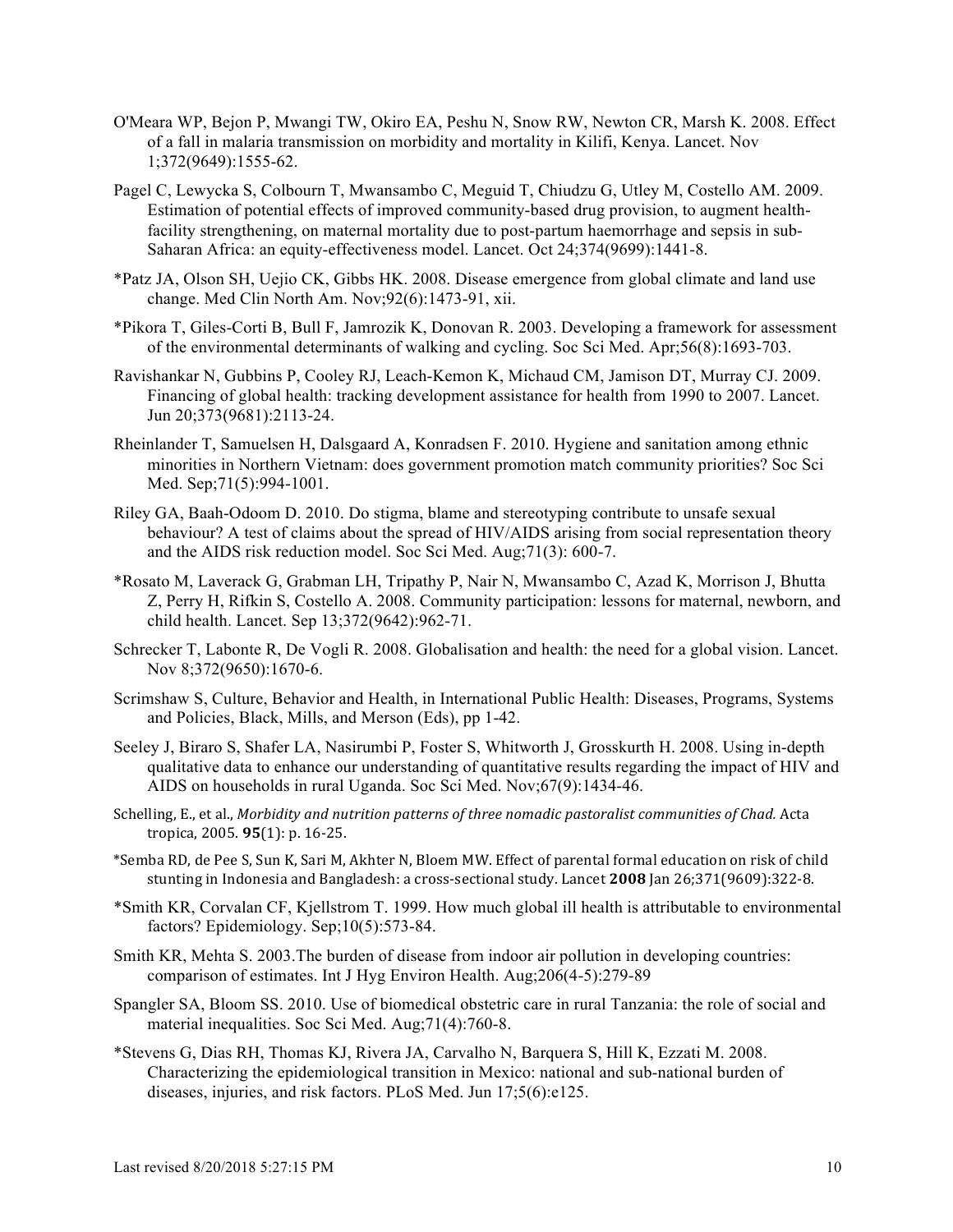O'Meara WP, Bejon P, Mwangi TW, Okiro EA, Peshu N, Snow RW, Newton CR, Marsh K. 2008. Effect of a fall in malaria transmission on morbidity and mortality in Kilifi, Kenya. Lancet. Nov 1;372(9649):1555-62.

Pagel C, Lewycka S, Colbourn T, Mwansambo C, Meguid T, Chiudzu G, Utley M, Costello AM. 2009. Estimation of potential effects of improved community-based drug provision, to augment health-facility strengthening, on maternal mortality due to post-partum haemorrhage and sepsis in sub-Saharan Africa: an equity-effectiveness model. Lancet. Oct 24;374(9699):1441-8.

*Patz JA, Olson SH, Uejio CK, Gibbs HK. 2008. Disease emergence from global climate and land use change. Med Clin North Am. Nov;92(6):1473-91, xii.

*Pikora T, Giles-Corti B, Bull F, Jamrozik K, Donovan R. 2003. Developing a framework for assessment of the environmental determinants of walking and cycling. Soc Sci Med. Apr;56(8):1693-703.

Ravishankar N, Gubbins P, Cooley RJ, Leach-Kemon K, Michaud CM, Jamison DT, Murray CJ. 2009. Financing of global health: tracking development assistance for health from 1990 to 2007. Lancet. Jun 20;373(9681):2113-24.

Rheinlander T, Samuelsen H, Dalsgaard A, Konradsen F. 2010. Hygiene and sanitation among ethnic minorities in Northern Vietnam: does government promotion match community priorities? Soc Sci Med. Sep;71(5):994-1001.

Riley GA, Baah-Odoom D. 2010. Do stigma, blame and stereotyping contribute to unsafe sexual behaviour? A test of claims about the spread of HIV/AIDS arising from social representation theory and the AIDS risk reduction model. Soc Sci Med. Aug;71(3): 600-7.

*Rosato M, Laverack G, Grabman LH, Tripathy P, Nair N, Mwansambo C, Azad K, Morrison J, Bhutta Z, Perry H, Rifkin S, Costello A. 2008. Community participation: lessons for maternal, newborn, and child health. Lancet. Sep 13;372(9642):962-71.

Schrecker T, Labonte R, De Vogli R. 2008. Globalisation and health: the need for a global vision. Lancet. Nov 8;372(9650):1670-6.

Scrimshaw S, Culture, Behavior and Health, in International Public Health: Diseases, Programs, Systems and Policies, Black, Mills, and Merson (Eds), pp 1-42.

Seeley J, Biraro S, Shafer LA, Nasirumbi P, Foster S, Whitworth J, Grosskurth H. 2008. Using in-depth qualitative data to enhance our understanding of quantitative results regarding the impact of HIV and AIDS on households in rural Uganda. Soc Sci Med. Nov;67(9):1434-46.

Schelling, E., et al., *Morbidity and nutrition patterns of three nomadic pastoralist communities of Chad.* Acta tropica, 2005. **95**(1): p. 16-25.

*Semba RD, de Pee S, Sun K, Sari M, Akhter N, Bloem MW. Effect of parental formal education on risk of child stunting in Indonesia and Bangladesh: a cross-sectional study. Lancet **2008** Jan 26;371(9609):322-8.

*Smith KR, Corvalan CF, Kjellstrom T. 1999. How much global ill health is attributable to environmental factors? Epidemiology. Sep;10(5):573-84.

Smith KR, Mehta S. 2003.The burden of disease from indoor air pollution in developing countries: comparison of estimates. Int J Hyg Environ Health. Aug;206(4-5):279-89

Spangler SA, Bloom SS. 2010. Use of biomedical obstetric care in rural Tanzania: the role of social and material inequalities. Soc Sci Med. Aug;71(4):760-8.

*Stevens G, Dias RH, Thomas KJ, Rivera JA, Carvalho N, Barquera S, Hill K, Ezzati M. 2008. Characterizing the epidemiological transition in Mexico: national and sub-national burden of diseases, injuries, and risk factors. PLoS Med. Jun 17;5(6):e125.

Last revised 8/20/2018 5:27:15 PM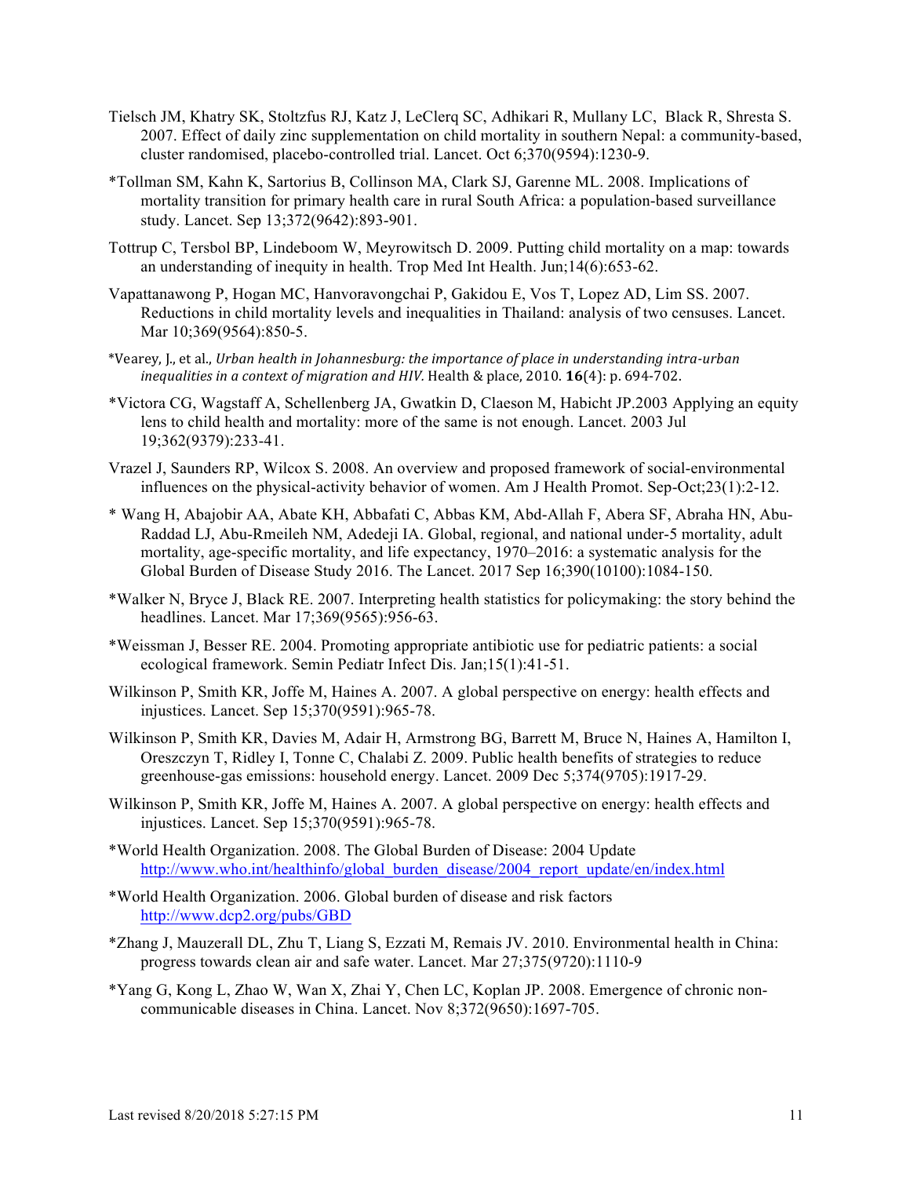Tielsch JM, Khatry SK, Stoltzfus RJ, Katz J, LeClerq SC, Adhikari R, Mullany LC, Black R, Shresta S. 2007. Effect of daily zinc supplementation on child mortality in southern Nepal: a community-based, cluster randomised, placebo-controlled trial. Lancet. Oct 6;370(9594):1230-9.

*Tollman SM, Kahn K, Sartorius B, Collinson MA, Clark SJ, Garenne ML. 2008. Implications of mortality transition for primary health care in rural South Africa: a population-based surveillance study. Lancet. Sep 13;372(9642):893-901.

Tottrup C, Tersbol BP, Lindeboom W, Meyrowitsch D. 2009. Putting child mortality on a map: towards an understanding of inequity in health. Trop Med Int Health. Jun;14(6):653-62.

Vapattanawong P, Hogan MC, Hanvoravongchai P, Gakidou E, Vos T, Lopez AD, Lim SS. 2007. Reductions in child mortality levels and inequalities in Thailand: analysis of two censuses. Lancet. Mar 10;369(9564):850-5.

*Vearey, J., et al., *Urban health in Johannesburg: the importance of place in understanding intra-urban inequalities in a context of migration and HIV.* Health & place, 2010. **16**(4): p. 694-702.

*Victora CG, Wagstaff A, Schellenberg JA, Gwatkin D, Claeson M, Habicht JP.2003 Applying an equity lens to child health and mortality: more of the same is not enough. Lancet. 2003 Jul 19;362(9379):233-41.

Vrazel J, Saunders RP, Wilcox S. 2008. An overview and proposed framework of social-environmental influences on the physical-activity behavior of women. Am J Health Promot. Sep-Oct;23(1):2-12.

* Wang H, Abajobir AA, Abate KH, Abbafati C, Abbas KM, Abd-Allah F, Abera SF, Abraha HN, Abu-Raddad LJ, Abu-Rmeileh NM, Adedeji IA. Global, regional, and national under-5 mortality, adult mortality, age-specific mortality, and life expectancy, 1970–2016: a systematic analysis for the Global Burden of Disease Study 2016. The Lancet. 2017 Sep 16;390(10100):1084-150.

*Walker N, Bryce J, Black RE. 2007. Interpreting health statistics for policymaking: the story behind the headlines. Lancet. Mar 17;369(9565):956-63.

*Weissman J, Besser RE. 2004. Promoting appropriate antibiotic use for pediatric patients: a social ecological framework. Semin Pediatr Infect Dis. Jan;15(1):41-51.

Wilkinson P, Smith KR, Joffe M, Haines A. 2007. A global perspective on energy: health effects and injustices. Lancet. Sep 15;370(9591):965-78.

Wilkinson P, Smith KR, Davies M, Adair H, Armstrong BG, Barrett M, Bruce N, Haines A, Hamilton I, Oreszczyn T, Ridley I, Tonne C, Chalabi Z. 2009. Public health benefits of strategies to reduce greenhouse-gas emissions: household energy. Lancet. 2009 Dec 5;374(9705):1917-29.

Wilkinson P, Smith KR, Joffe M, Haines A. 2007. A global perspective on energy: health effects and injustices. Lancet. Sep 15;370(9591):965-78.

*World Health Organization. 2008. The Global Burden of Disease: 2004 Update http://www.who.int/healthinfo/global_burden_disease/2004_report_update/en/index.html

*World Health Organization. 2006. Global burden of disease and risk factors http://www.dcp2.org/pubs/GBD

*Zhang J, Mauzerall DL, Zhu T, Liang S, Ezzati M, Remais JV. 2010. Environmental health in China: progress towards clean air and safe water. Lancet. Mar 27;375(9720):1110-9

*Yang G, Kong L, Zhao W, Wan X, Zhai Y, Chen LC, Koplan JP. 2008. Emergence of chronic non-communicable diseases in China. Lancet. Nov 8;372(9650):1697-705.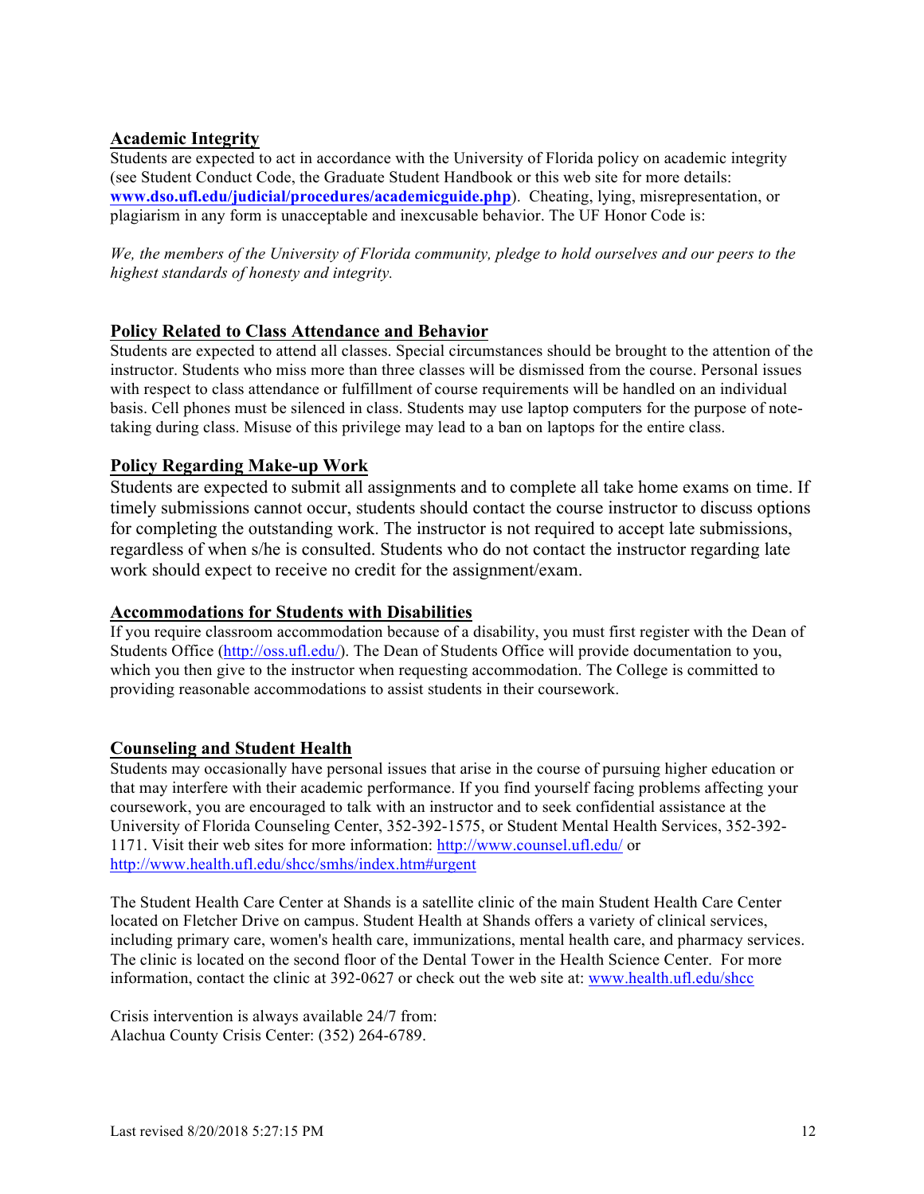## Academic Integrity

Students are expected to act in accordance with the University of Florida policy on academic integrity (see Student Conduct Code, the Graduate Student Handbook or this web site for more details: **www.dso.ufl.edu/judicial/procedures/academicguide.php**). Cheating, lying, misrepresentation, or plagiarism in any form is unacceptable and inexcusable behavior. The UF Honor Code is:

*We, the members of the University of Florida community, pledge to hold ourselves and our peers to the highest standards of honesty and integrity.*

## Policy Related to Class Attendance and Behavior

Students are expected to attend all classes. Special circumstances should be brought to the attention of the instructor. Students who miss more than three classes will be dismissed from the course. Personal issues with respect to class attendance or fulfillment of course requirements will be handled on an individual basis. Cell phones must be silenced in class. Students may use laptop computers for the purpose of note-taking during class. Misuse of this privilege may lead to a ban on laptops for the entire class.

## Policy Regarding Make-up Work

Students are expected to submit all assignments and to complete all take home exams on time. If timely submissions cannot occur, students should contact the course instructor to discuss options for completing the outstanding work. The instructor is not required to accept late submissions, regardless of when s/he is consulted. Students who do not contact the instructor regarding late work should expect to receive no credit for the assignment/exam.

## Accommodations for Students with Disabilities

If you require classroom accommodation because of a disability, you must first register with the Dean of Students Office (http://oss.ufl.edu/). The Dean of Students Office will provide documentation to you, which you then give to the instructor when requesting accommodation. The College is committed to providing reasonable accommodations to assist students in their coursework.

## Counseling and Student Health

Students may occasionally have personal issues that arise in the course of pursuing higher education or that may interfere with their academic performance. If you find yourself facing problems affecting your coursework, you are encouraged to talk with an instructor and to seek confidential assistance at the University of Florida Counseling Center, 352-392-1575, or Student Mental Health Services, 352-392-1171. Visit their web sites for more information: http://www.counsel.ufl.edu/ or http://www.health.ufl.edu/shcc/smhs/index.htm#urgent

The Student Health Care Center at Shands is a satellite clinic of the main Student Health Care Center located on Fletcher Drive on campus. Student Health at Shands offers a variety of clinical services, including primary care, women's health care, immunizations, mental health care, and pharmacy services. The clinic is located on the second floor of the Dental Tower in the Health Science Center. For more information, contact the clinic at 392-0627 or check out the web site at: www.health.ufl.edu/shcc

Crisis intervention is always available 24/7 from:
Alachua County Crisis Center: (352) 264-6789.

Last revised 8/20/2018 5:27:15 PM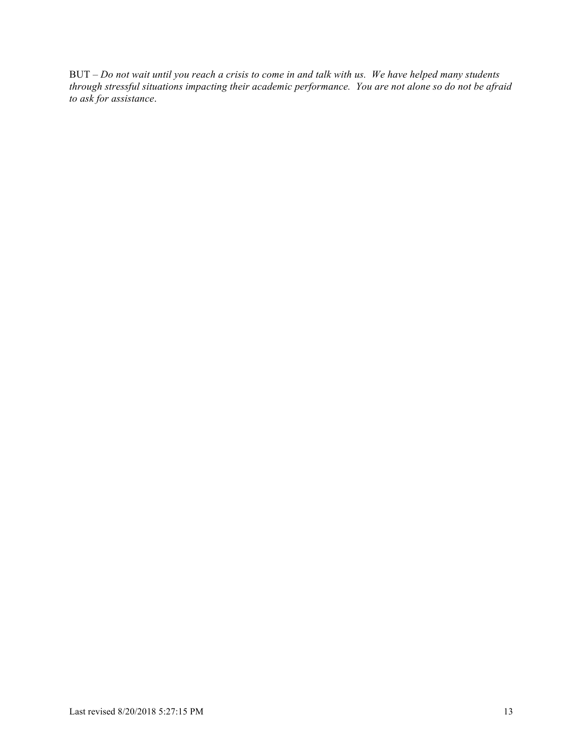BUT – *Do not wait until you reach a crisis to come in and talk with us. We have helped many students through stressful situations impacting their academic performance. You are not alone so do not be afraid to ask for assistance*.